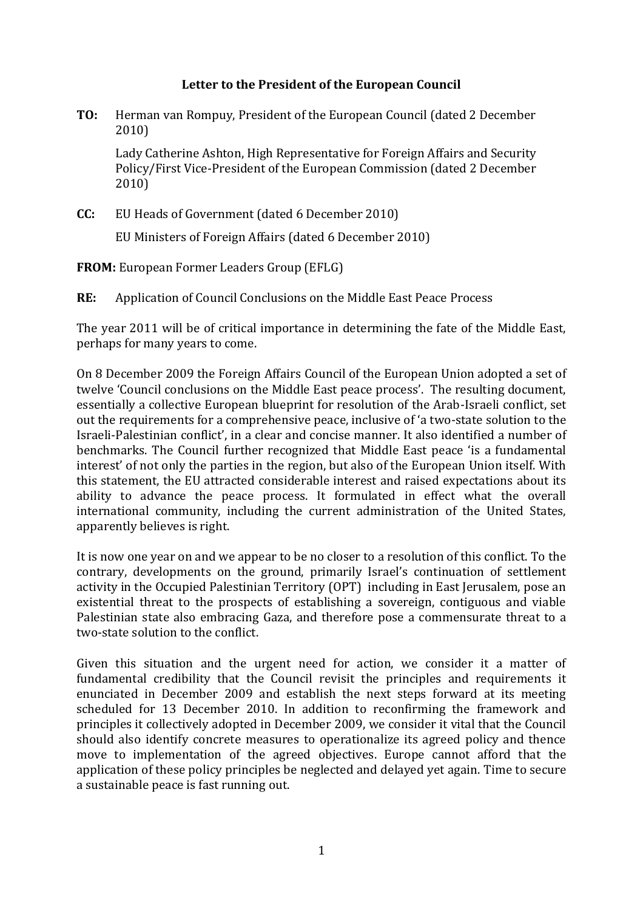# Letter to the President of the European Council

**TO:** Herman van Rompuy, President of the European Council (dated 2 December 2010)

Lady Catherine Ashton, High Representative for Foreign Affairs and Security Policy/First Vice-President of the European Commission (dated 2 December 2010)

**CC:** EU Heads of Government (dated 6 December 2010)

EU Ministers of Foreign Affairs (dated 6 December 2010)

**FROM:** European Former Leaders Group (EFLG)

**RE:** Application of Council Conclusions on the Middle East Peace Process

The year 2011 will be of critical importance in determining the fate of the Middle East, perhaps for many years to come.

On 8 December 2009 the Foreign Affairs Council of the European Union adopted a set of twelve 'Council conclusions on the Middle East peace process'. The resulting document, essentially a collective European blueprint for resolution of the Arab-Israeli conflict, set out the requirements for a comprehensive peace, inclusive of 'a two-state solution to the Israeli-Palestinian conflict', in a clear and concise manner. It also identified a number of benchmarks. The Council further recognized that Middle East peace 'is a fundamental interest' of not only the parties in the region, but also of the European Union itself. With this statement, the EU attracted considerable interest and raised expectations about its ability to advance the peace process. It formulated in effect what the overall international community, including the current administration of the United States, apparently believes is right.

It is now one year on and we appear to be no closer to a resolution of this conflict. To the contrary, developments on the ground, primarily Israel's continuation of settlement activity in the Occupied Palestinian Territory (OPT) including in East Jerusalem, pose an existential threat to the prospects of establishing a sovereign, contiguous and viable Palestinian state also embracing Gaza, and therefore pose a commensurate threat to a two-state solution to the conflict.

Given this situation and the urgent need for action, we consider it a matter of fundamental credibility that the Council revisit the principles and requirements it enunciated in December 2009 and establish the next steps forward at its meeting scheduled for 13 December 2010. In addition to reconfirming the framework and principles it collectively adopted in December 2009, we consider it vital that the Council should also identify concrete measures to operationalize its agreed policy and thence move to implementation of the agreed objectives. Europe cannot afford that the application of these policy principles be neglected and delayed yet again. Time to secure a sustainable peace is fast running out.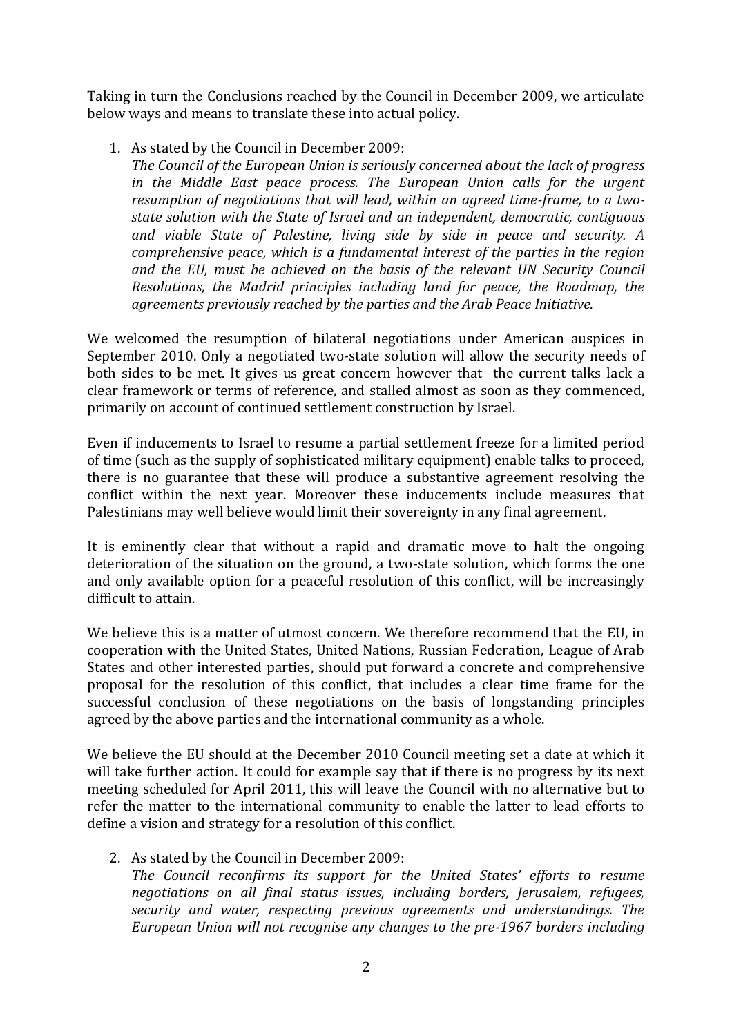Taking in turn the Conclusions reached by the Council in December 2009, we articulate below ways and means to translate these into actual policy.

1. As stated by the Council in December 2009:
   *The Council of the European Union is seriously concerned about the lack of progress in the Middle East peace process. The European Union calls for the urgent resumption of negotiations that will lead, within an agreed time-frame, to a two-state solution with the State of Israel and an independent, democratic, contiguous and viable State of Palestine, living side by side in peace and security. A comprehensive peace, which is a fundamental interest of the parties in the region and the EU, must be achieved on the basis of the relevant UN Security Council Resolutions, the Madrid principles including land for peace, the Roadmap, the agreements previously reached by the parties and the Arab Peace Initiative.*

We welcomed the resumption of bilateral negotiations under American auspices in September 2010. Only a negotiated two-state solution will allow the security needs of both sides to be met. It gives us great concern however that the current talks lack a clear framework or terms of reference, and stalled almost as soon as they commenced, primarily on account of continued settlement construction by Israel.

Even if inducements to Israel to resume a partial settlement freeze for a limited period of time (such as the supply of sophisticated military equipment) enable talks to proceed, there is no guarantee that these will produce a substantive agreement resolving the conflict within the next year. Moreover these inducements include measures that Palestinians may well believe would limit their sovereignty in any final agreement.

It is eminently clear that without a rapid and dramatic move to halt the ongoing deterioration of the situation on the ground, a two-state solution, which forms the one and only available option for a peaceful resolution of this conflict, will be increasingly difficult to attain.

We believe this is a matter of utmost concern. We therefore recommend that the EU, in cooperation with the United States, United Nations, Russian Federation, League of Arab States and other interested parties, should put forward a concrete and comprehensive proposal for the resolution of this conflict, that includes a clear time frame for the successful conclusion of these negotiations on the basis of longstanding principles agreed by the above parties and the international community as a whole.

We believe the EU should at the December 2010 Council meeting set a date at which it will take further action. It could for example say that if there is no progress by its next meeting scheduled for April 2011, this will leave the Council with no alternative but to refer the matter to the international community to enable the latter to lead efforts to define a vision and strategy for a resolution of this conflict.

2. As stated by the Council in December 2009:
   *The Council reconfirms its support for the United States' efforts to resume negotiations on all final status issues, including borders, Jerusalem, refugees, security and water, respecting previous agreements and understandings. The European Union will not recognise any changes to the pre-1967 borders including*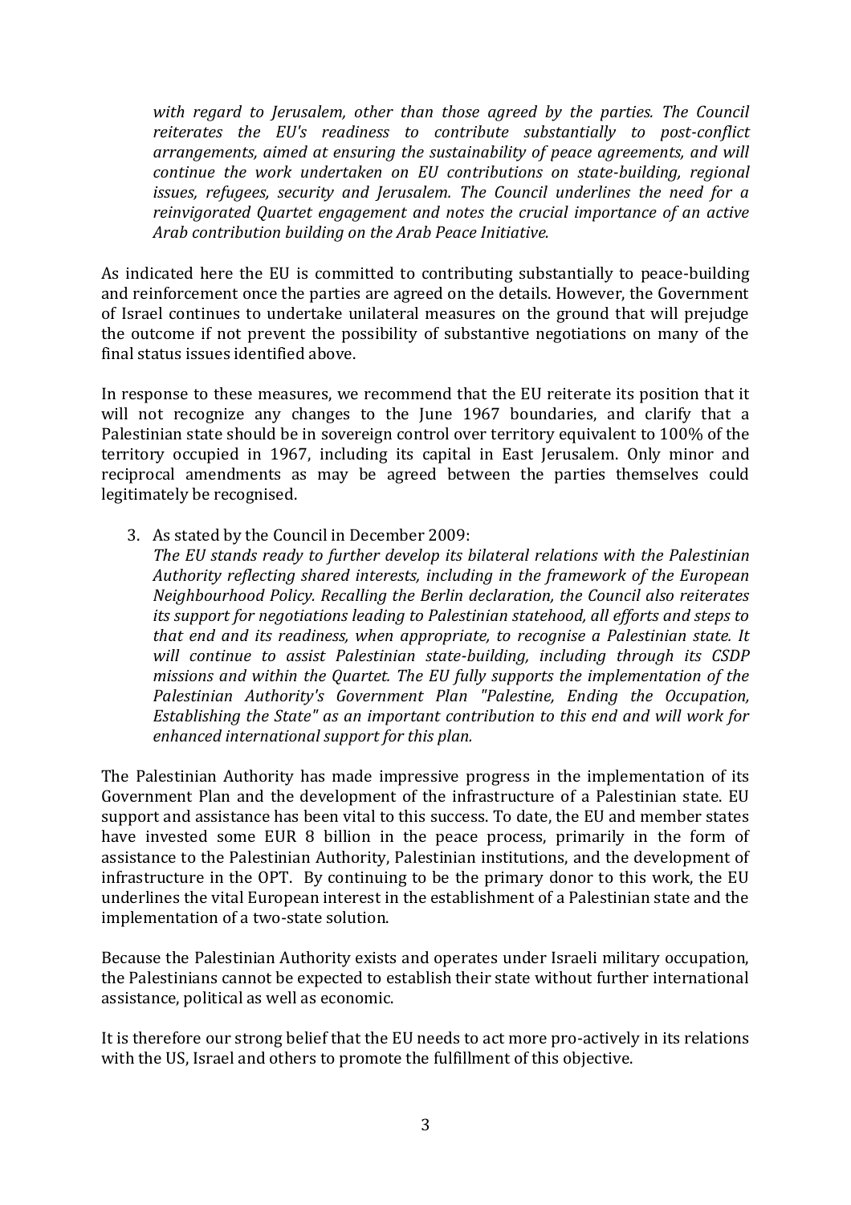*with regard to Jerusalem, other than those agreed by the parties. The Council reiterates the EU's readiness to contribute substantially to post-conflict arrangements, aimed at ensuring the sustainability of peace agreements, and will continue the work undertaken on EU contributions on state-building, regional issues, refugees, security and Jerusalem. The Council underlines the need for a reinvigorated Quartet engagement and notes the crucial importance of an active Arab contribution building on the Arab Peace Initiative.*

As indicated here the EU is committed to contributing substantially to peace-building and reinforcement once the parties are agreed on the details. However, the Government of Israel continues to undertake unilateral measures on the ground that will prejudge the outcome if not prevent the possibility of substantive negotiations on many of the final status issues identified above.

In response to these measures, we recommend that the EU reiterate its position that it will not recognize any changes to the June 1967 boundaries, and clarify that a Palestinian state should be in sovereign control over territory equivalent to 100% of the territory occupied in 1967, including its capital in East Jerusalem. Only minor and reciprocal amendments as may be agreed between the parties themselves could legitimately be recognised.

3. As stated by the Council in December 2009:
   *The EU stands ready to further develop its bilateral relations with the Palestinian Authority reflecting shared interests, including in the framework of the European Neighbourhood Policy. Recalling the Berlin declaration, the Council also reiterates its support for negotiations leading to Palestinian statehood, all efforts and steps to that end and its readiness, when appropriate, to recognise a Palestinian state. It will continue to assist Palestinian state-building, including through its CSDP missions and within the Quartet. The EU fully supports the implementation of the Palestinian Authority's Government Plan "Palestine, Ending the Occupation, Establishing the State" as an important contribution to this end and will work for enhanced international support for this plan.*

The Palestinian Authority has made impressive progress in the implementation of its Government Plan and the development of the infrastructure of a Palestinian state. EU support and assistance has been vital to this success. To date, the EU and member states have invested some EUR 8 billion in the peace process, primarily in the form of assistance to the Palestinian Authority, Palestinian institutions, and the development of infrastructure in the OPT. By continuing to be the primary donor to this work, the EU underlines the vital European interest in the establishment of a Palestinian state and the implementation of a two-state solution.

Because the Palestinian Authority exists and operates under Israeli military occupation, the Palestinians cannot be expected to establish their state without further international assistance, political as well as economic.

It is therefore our strong belief that the EU needs to act more pro-actively in its relations with the US, Israel and others to promote the fulfillment of this objective.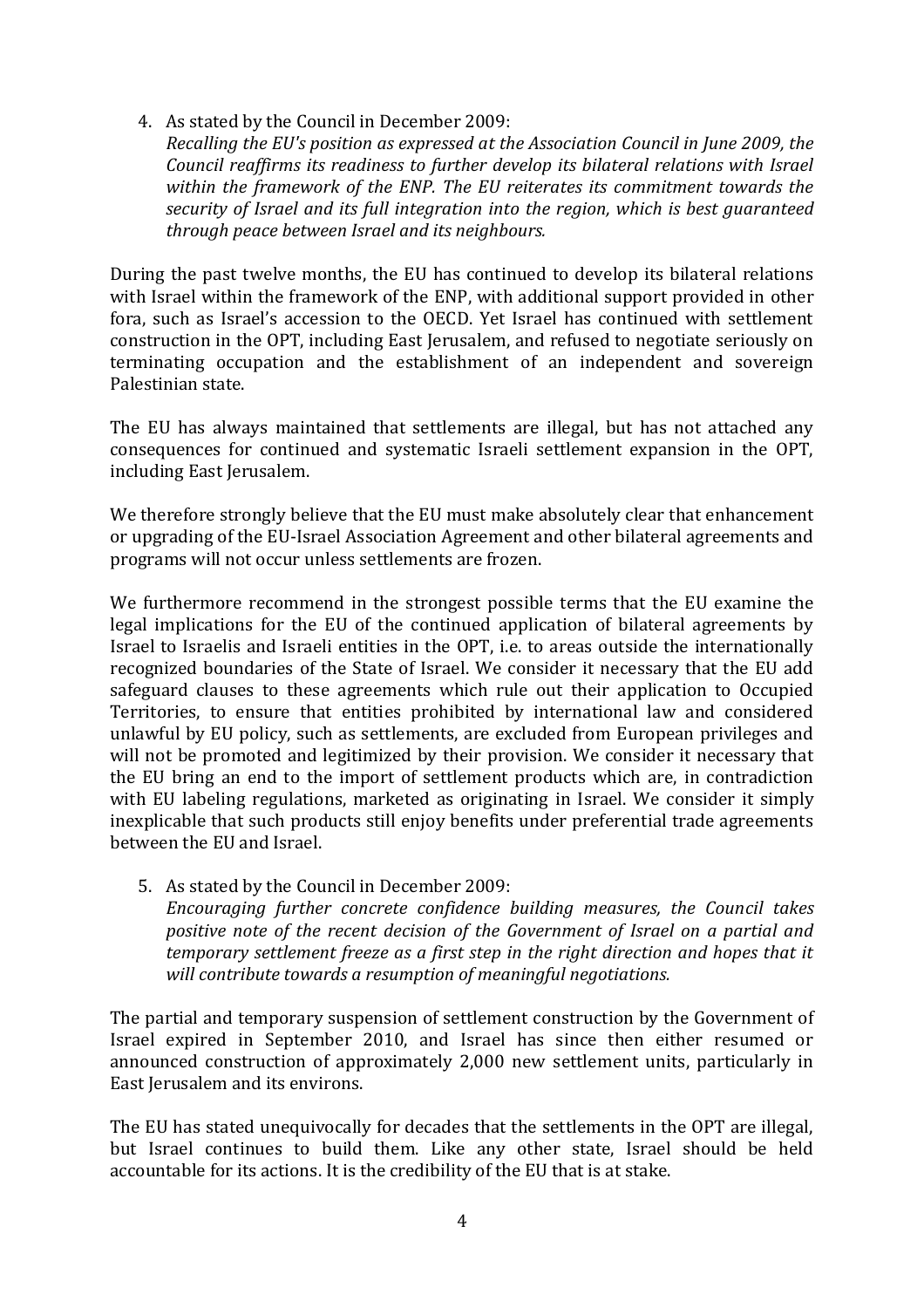4. As stated by the Council in December 2009:
   *Recalling the EU's position as expressed at the Association Council in June 2009, the Council reaffirms its readiness to further develop its bilateral relations with Israel within the framework of the ENP. The EU reiterates its commitment towards the security of Israel and its full integration into the region, which is best guaranteed through peace between Israel and its neighbours.*

During the past twelve months, the EU has continued to develop its bilateral relations with Israel within the framework of the ENP, with additional support provided in other fora, such as Israel's accession to the OECD. Yet Israel has continued with settlement construction in the OPT, including East Jerusalem, and refused to negotiate seriously on terminating occupation and the establishment of an independent and sovereign Palestinian state.

The EU has always maintained that settlements are illegal, but has not attached any consequences for continued and systematic Israeli settlement expansion in the OPT, including East Jerusalem.

We therefore strongly believe that the EU must make absolutely clear that enhancement or upgrading of the EU-Israel Association Agreement and other bilateral agreements and programs will not occur unless settlements are frozen.

We furthermore recommend in the strongest possible terms that the EU examine the legal implications for the EU of the continued application of bilateral agreements by Israel to Israelis and Israeli entities in the OPT, i.e. to areas outside the internationally recognized boundaries of the State of Israel. We consider it necessary that the EU add safeguard clauses to these agreements which rule out their application to Occupied Territories, to ensure that entities prohibited by international law and considered unlawful by EU policy, such as settlements, are excluded from European privileges and will not be promoted and legitimized by their provision. We consider it necessary that the EU bring an end to the import of settlement products which are, in contradiction with EU labeling regulations, marketed as originating in Israel. We consider it simply inexplicable that such products still enjoy benefits under preferential trade agreements between the EU and Israel.

5. As stated by the Council in December 2009:
   *Encouraging further concrete confidence building measures, the Council takes positive note of the recent decision of the Government of Israel on a partial and temporary settlement freeze as a first step in the right direction and hopes that it will contribute towards a resumption of meaningful negotiations.*

The partial and temporary suspension of settlement construction by the Government of Israel expired in September 2010, and Israel has since then either resumed or announced construction of approximately 2,000 new settlement units, particularly in East Jerusalem and its environs.

The EU has stated unequivocally for decades that the settlements in the OPT are illegal, but Israel continues to build them. Like any other state, Israel should be held accountable for its actions. It is the credibility of the EU that is at stake.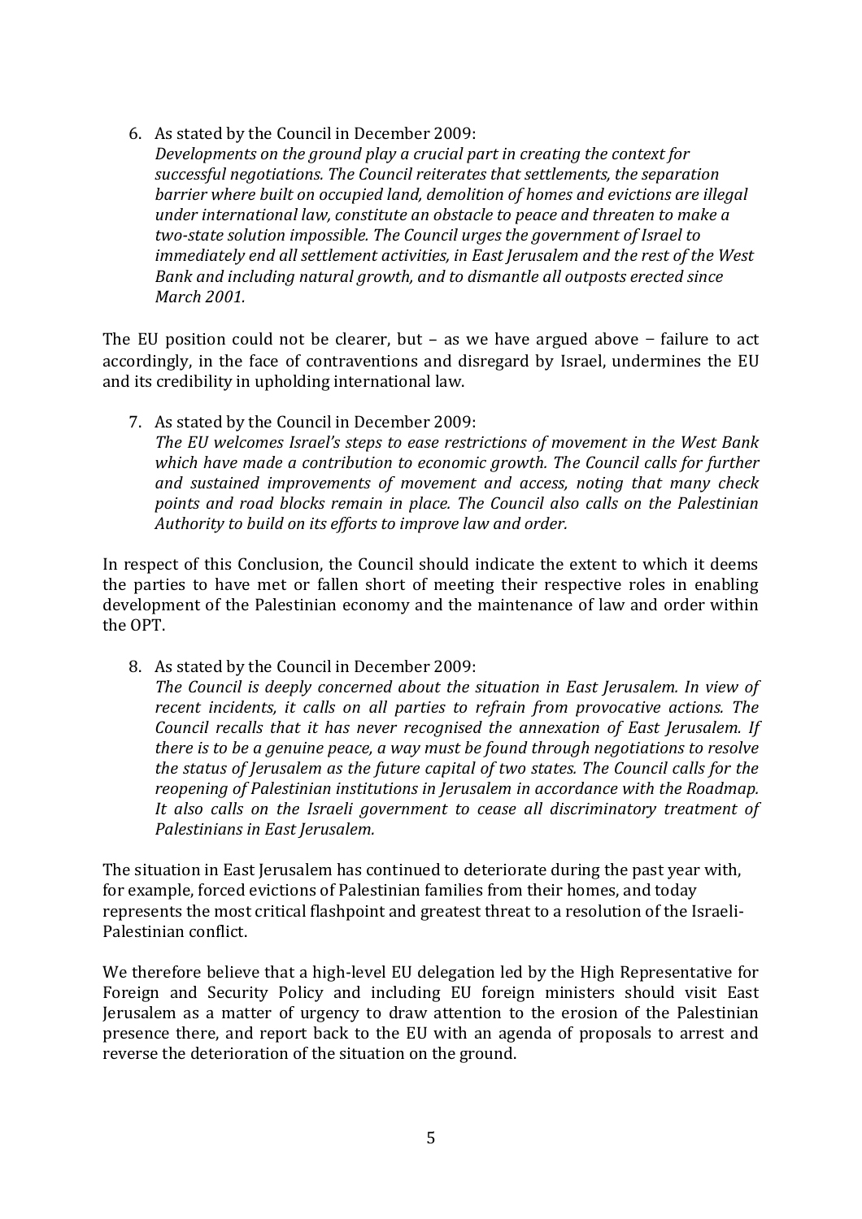6. As stated by the Council in December 2009:
   *Developments on the ground play a crucial part in creating the context for successful negotiations. The Council reiterates that settlements, the separation barrier where built on occupied land, demolition of homes and evictions are illegal under international law, constitute an obstacle to peace and threaten to make a two-state solution impossible. The Council urges the government of Israel to immediately end all settlement activities, in East Jerusalem and the rest of the West Bank and including natural growth, and to dismantle all outposts erected since March 2001.*

The EU position could not be clearer, but – as we have argued above – failure to act accordingly, in the face of contraventions and disregard by Israel, undermines the EU and its credibility in upholding international law.

7. As stated by the Council in December 2009:
   *The EU welcomes Israel's steps to ease restrictions of movement in the West Bank which have made a contribution to economic growth. The Council calls for further and sustained improvements of movement and access, noting that many check points and road blocks remain in place. The Council also calls on the Palestinian Authority to build on its efforts to improve law and order.*

In respect of this Conclusion, the Council should indicate the extent to which it deems the parties to have met or fallen short of meeting their respective roles in enabling development of the Palestinian economy and the maintenance of law and order within the OPT.

8. As stated by the Council in December 2009:
   *The Council is deeply concerned about the situation in East Jerusalem. In view of recent incidents, it calls on all parties to refrain from provocative actions. The Council recalls that it has never recognised the annexation of East Jerusalem. If there is to be a genuine peace, a way must be found through negotiations to resolve the status of Jerusalem as the future capital of two states. The Council calls for the reopening of Palestinian institutions in Jerusalem in accordance with the Roadmap. It also calls on the Israeli government to cease all discriminatory treatment of Palestinians in East Jerusalem.*

The situation in East Jerusalem has continued to deteriorate during the past year with, for example, forced evictions of Palestinian families from their homes, and today represents the most critical flashpoint and greatest threat to a resolution of the Israeli-Palestinian conflict.

We therefore believe that a high-level EU delegation led by the High Representative for Foreign and Security Policy and including EU foreign ministers should visit East Jerusalem as a matter of urgency to draw attention to the erosion of the Palestinian presence there, and report back to the EU with an agenda of proposals to arrest and reverse the deterioration of the situation on the ground.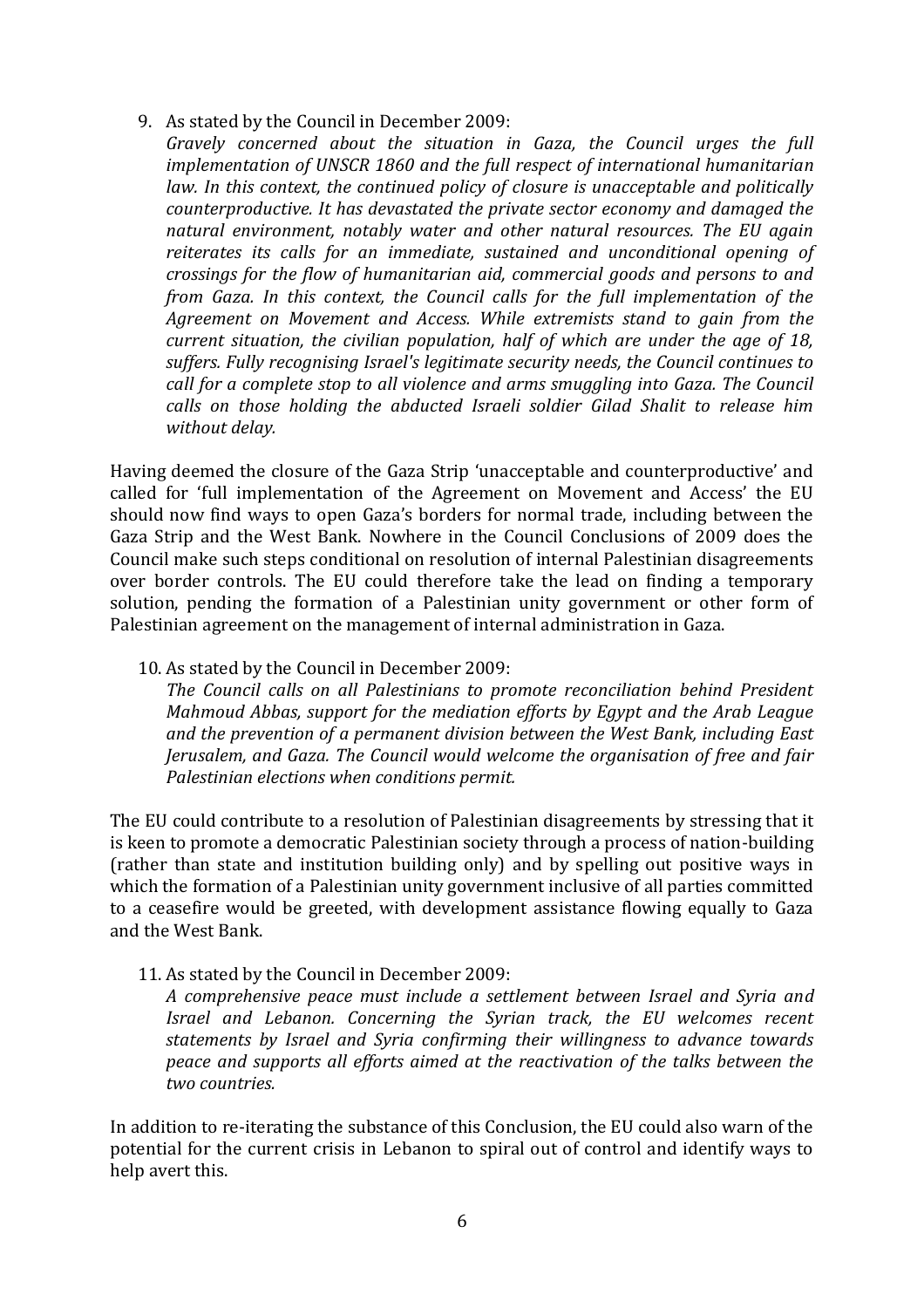9. As stated by the Council in December 2009:
   *Gravely concerned about the situation in Gaza, the Council urges the full implementation of UNSCR 1860 and the full respect of international humanitarian law. In this context, the continued policy of closure is unacceptable and politically counterproductive. It has devastated the private sector economy and damaged the natural environment, notably water and other natural resources. The EU again reiterates its calls for an immediate, sustained and unconditional opening of crossings for the flow of humanitarian aid, commercial goods and persons to and from Gaza. In this context, the Council calls for the full implementation of the Agreement on Movement and Access. While extremists stand to gain from the current situation, the civilian population, half of which are under the age of 18, suffers. Fully recognising Israel's legitimate security needs, the Council continues to call for a complete stop to all violence and arms smuggling into Gaza. The Council calls on those holding the abducted Israeli soldier Gilad Shalit to release him without delay.*

Having deemed the closure of the Gaza Strip 'unacceptable and counterproductive' and called for 'full implementation of the Agreement on Movement and Access' the EU should now find ways to open Gaza's borders for normal trade, including between the Gaza Strip and the West Bank. Nowhere in the Council Conclusions of 2009 does the Council make such steps conditional on resolution of internal Palestinian disagreements over border controls. The EU could therefore take the lead on finding a temporary solution, pending the formation of a Palestinian unity government or other form of Palestinian agreement on the management of internal administration in Gaza.

10. As stated by the Council in December 2009:
    *The Council calls on all Palestinians to promote reconciliation behind President Mahmoud Abbas, support for the mediation efforts by Egypt and the Arab League and the prevention of a permanent division between the West Bank, including East Jerusalem, and Gaza. The Council would welcome the organisation of free and fair Palestinian elections when conditions permit.*

The EU could contribute to a resolution of Palestinian disagreements by stressing that it is keen to promote a democratic Palestinian society through a process of nation-building (rather than state and institution building only) and by spelling out positive ways in which the formation of a Palestinian unity government inclusive of all parties committed to a ceasefire would be greeted, with development assistance flowing equally to Gaza and the West Bank.

11. As stated by the Council in December 2009:
    *A comprehensive peace must include a settlement between Israel and Syria and Israel and Lebanon. Concerning the Syrian track, the EU welcomes recent statements by Israel and Syria confirming their willingness to advance towards peace and supports all efforts aimed at the reactivation of the talks between the two countries.*

In addition to re-iterating the substance of this Conclusion, the EU could also warn of the potential for the current crisis in Lebanon to spiral out of control and identify ways to help avert this.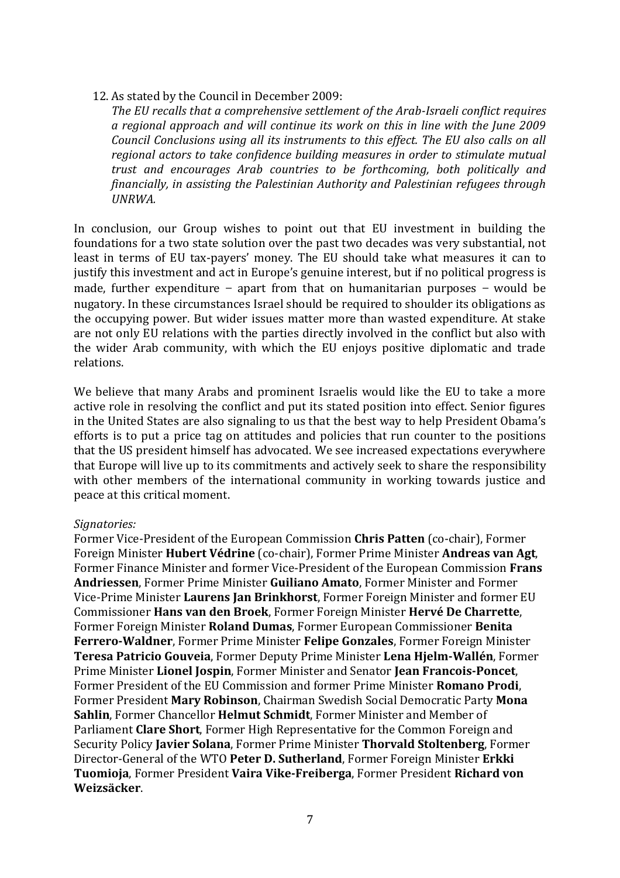12. As stated by the Council in December 2009:
    *The EU recalls that a comprehensive settlement of the Arab-Israeli conflict requires a regional approach and will continue its work on this in line with the June 2009 Council Conclusions using all its instruments to this effect. The EU also calls on all regional actors to take confidence building measures in order to stimulate mutual trust and encourages Arab countries to be forthcoming, both politically and financially, in assisting the Palestinian Authority and Palestinian refugees through UNRWA.*

In conclusion, our Group wishes to point out that EU investment in building the foundations for a two state solution over the past two decades was very substantial, not least in terms of EU tax-payers' money. The EU should take what measures it can to justify this investment and act in Europe's genuine interest, but if no political progress is made, further expenditure – apart from that on humanitarian purposes – would be nugatory. In these circumstances Israel should be required to shoulder its obligations as the occupying power. But wider issues matter more than wasted expenditure. At stake are not only EU relations with the parties directly involved in the conflict but also with the wider Arab community, with which the EU enjoys positive diplomatic and trade relations.

We believe that many Arabs and prominent Israelis would like the EU to take a more active role in resolving the conflict and put its stated position into effect. Senior figures in the United States are also signaling to us that the best way to help President Obama's efforts is to put a price tag on attitudes and policies that run counter to the positions that the US president himself has advocated. We see increased expectations everywhere that Europe will live up to its commitments and actively seek to share the responsibility with other members of the international community in working towards justice and peace at this critical moment.

*Signatories:*
Former Vice-President of the European Commission **Chris Patten** (co-chair), Former Foreign Minister **Hubert Védrine** (co-chair), Former Prime Minister **Andreas van Agt**, Former Finance Minister and former Vice-President of the European Commission **Frans Andriessen**, Former Prime Minister **Guiliano Amato**, Former Minister and Former Vice-Prime Minister **Laurens Jan Brinkhorst**, Former Foreign Minister and former EU Commissioner **Hans van den Broek**, Former Foreign Minister **Hervé De Charrette**, Former Foreign Minister **Roland Dumas**, Former European Commissioner **Benita Ferrero-Waldner**, Former Prime Minister **Felipe Gonzales**, Former Foreign Minister **Teresa Patricio Gouveia**, Former Deputy Prime Minister **Lena Hjelm-Wallén**, Former Prime Minister **Lionel Jospin**, Former Minister and Senator **Jean Francois-Poncet**, Former President of the EU Commission and former Prime Minister **Romano Prodi**, Former President **Mary Robinson**, Chairman Swedish Social Democratic Party **Mona Sahlin**, Former Chancellor **Helmut Schmidt**, Former Minister and Member of Parliament **Clare Short**, Former High Representative for the Common Foreign and Security Policy **Javier Solana**, Former Prime Minister **Thorvald Stoltenberg**, Former Director-General of the WTO **Peter D. Sutherland**, Former Foreign Minister **Erkki Tuomioja**, Former President **Vaira Vike-Freiberga**, Former President **Richard von Weizsäcker**.